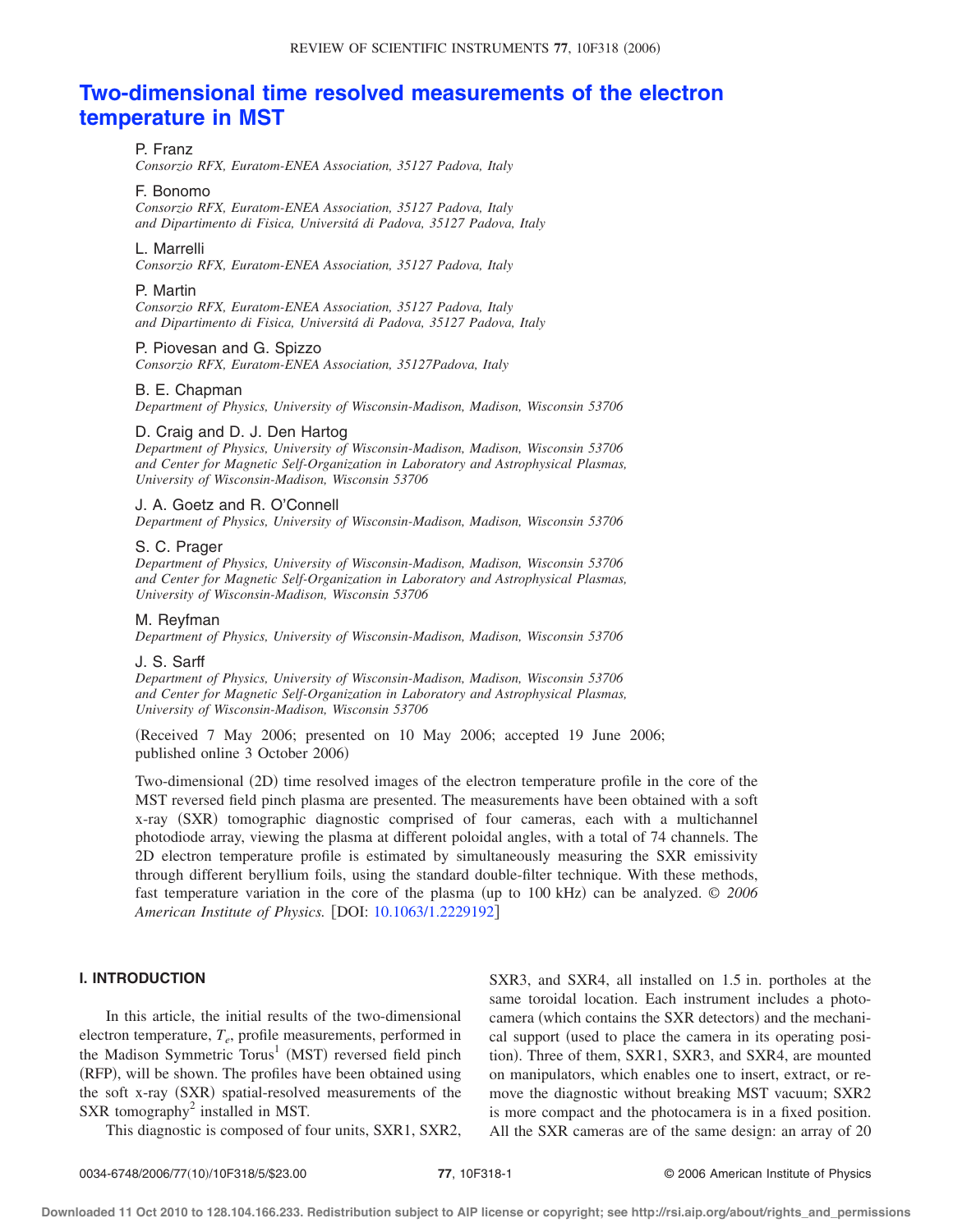# Two-dimensional time resolved measurements of the electron temperature in MST

P. Franz
*Consorzio RFX, Euratom-ENEA Association, 35127 Padova, Italy*

F. Bonomo
*Consorzio RFX, Euratom-ENEA Association, 35127 Padova, Italy and Dipartimento di Fisica, Universitá di Padova, 35127 Padova, Italy*

L. Marrelli
*Consorzio RFX, Euratom-ENEA Association, 35127 Padova, Italy*

P. Martin
*Consorzio RFX, Euratom-ENEA Association, 35127 Padova, Italy and Dipartimento di Fisica, Universitá di Padova, 35127 Padova, Italy*

P. Piovesan and G. Spizzo
*Consorzio RFX, Euratom-ENEA Association, 35127Padova, Italy*

B. E. Chapman
*Department of Physics, University of Wisconsin-Madison, Madison, Wisconsin 53706*

D. Craig and D. J. Den Hartog
*Department of Physics, University of Wisconsin-Madison, Madison, Wisconsin 53706 and Center for Magnetic Self-Organization in Laboratory and Astrophysical Plasmas, University of Wisconsin-Madison, Wisconsin 53706*

J. A. Goetz and R. O'Connell
*Department of Physics, University of Wisconsin-Madison, Madison, Wisconsin 53706*

S. C. Prager
*Department of Physics, University of Wisconsin-Madison, Madison, Wisconsin 53706 and Center for Magnetic Self-Organization in Laboratory and Astrophysical Plasmas, University of Wisconsin-Madison, Wisconsin 53706*

M. Reyfman
*Department of Physics, University of Wisconsin-Madison, Madison, Wisconsin 53706*

J. S. Sarff
*Department of Physics, University of Wisconsin-Madison, Madison, Wisconsin 53706 and Center for Magnetic Self-Organization in Laboratory and Astrophysical Plasmas, University of Wisconsin-Madison, Wisconsin 53706*

(Received 7 May 2006; presented on 10 May 2006; accepted 19 June 2006; published online 3 October 2006)

Two-dimensional (2D) time resolved images of the electron temperature profile in the core of the MST reversed field pinch plasma are presented. The measurements have been obtained with a soft x-ray (SXR) tomographic diagnostic comprised of four cameras, each with a multichannel photodiode array, viewing the plasma at different poloidal angles, with a total of 74 channels. The 2D electron temperature profile is estimated by simultaneously measuring the SXR emissivity through different beryllium foils, using the standard double-filter technique. With these methods, fast temperature variation in the core of the plasma (up to 100 kHz) can be analyzed. © *2006 American Institute of Physics.* [DOI: 10.1063/1.2229192]

## I. INTRODUCTION

In this article, the initial results of the two-dimensional electron temperature, $T_e$, profile measurements, performed in the Madison Symmetric Torus[1] (MST) reversed field pinch (RFP), will be shown. The profiles have been obtained using the soft x-ray (SXR) spatial-resolved measurements of the SXR tomography[2] installed in MST.

This diagnostic is composed of four units, SXR1, SXR2, SXR3, and SXR4, all installed on 1.5 in. portholes at the same toroidal location. Each instrument includes a photocamera (which contains the SXR detectors) and the mechanical support (used to place the camera in its operating position). Three of them, SXR1, SXR3, and SXR4, are mounted on manipulators, which enables one to insert, extract, or remove the diagnostic without breaking MST vacuum; SXR2 is more compact and the photocamera is in a fixed position. All the SXR cameras are of the same design: an array of 20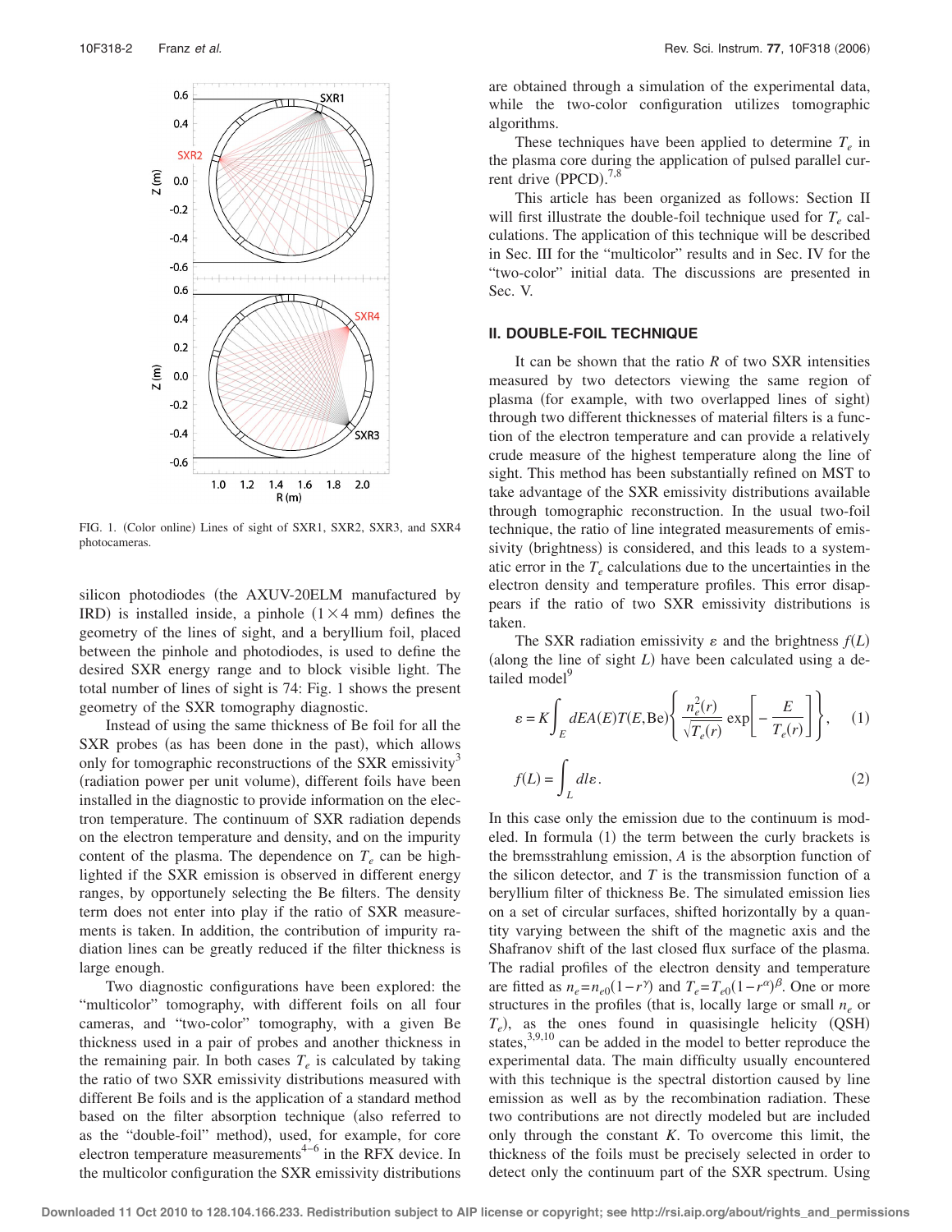FIG. 1. (Color online) Lines of sight of SXR1, SXR2, SXR3, and SXR4 photocameras.

silicon photodiodes (the AXUV-20ELM manufactured by IRD) is installed inside, a pinhole ($1\times4$ mm) defines the geometry of the lines of sight, and a beryllium foil, placed between the pinhole and photodiodes, is used to define the desired SXR energy range and to block visible light. The total number of lines of sight is 74: Fig. 1 shows the present geometry of the SXR tomography diagnostic.

Instead of using the same thickness of Be foil for all the SXR probes (as has been done in the past), which allows only for tomographic reconstructions of the SXR emissivity[3] (radiation power per unit volume), different foils have been installed in the diagnostic to provide information on the electron temperature. The continuum of SXR radiation depends on the electron temperature and density, and on the impurity content of the plasma. The dependence on $T_e$ can be highlighted if the SXR emission is observed in different energy ranges, by opportunely selecting the Be filters. The density term does not enter into play if the ratio of SXR measurements is taken. In addition, the contribution of impurity radiation lines can be greatly reduced if the filter thickness is large enough.

Two diagnostic configurations have been explored: the "multicolor" tomography, with different foils on all four cameras, and "two-color" tomography, with a given Be thickness used in a pair of probes and another thickness in the remaining pair. In both cases $T_e$ is calculated by taking the ratio of two SXR emissivity distributions measured with different Be foils and is the application of a standard method based on the filter absorption technique (also referred to as the "double-foil" method), used, for example, for core electron temperature measurements[4–6] in the RFX device. In the multicolor configuration the SXR emissivity distributions are obtained through a simulation of the experimental data, while the two-color configuration utilizes tomographic algorithms.

These techniques have been applied to determine $T_e$ in the plasma core during the application of pulsed parallel current drive (PPCD).[7,8]

This article has been organized as follows: Section II will first illustrate the double-foil technique used for $T_e$ calculations. The application of this technique will be described in Sec. III for the "multicolor" results and in Sec. IV for the "two-color" initial data. The discussions are presented in Sec. V.

## II. DOUBLE-FOIL TECHNIQUE

It can be shown that the ratio $R$ of two SXR intensities measured by two detectors viewing the same region of plasma (for example, with two overlapped lines of sight) through two different thicknesses of material filters is a function of the electron temperature and can provide a relatively crude measure of the highest temperature along the line of sight. This method has been substantially refined on MST to take advantage of the SXR emissivity distributions available through tomographic reconstruction. In the usual two-foil technique, the ratio of line integrated measurements of emissivity (brightness) is considered, and this leads to a systematic error in the $T_e$ calculations due to the uncertainties in the electron density and temperature profiles. This error disappears if the ratio of two SXR emissivity distributions is taken.

The SXR radiation emissivity $\varepsilon$ and the brightness $f(L)$ (along the line of sight $L$) have been calculated using a detailed model[9]

$$\varepsilon = K\int_E dEA(E)T(E,\mathrm{Be})\left\{\frac{n_e^2(r)}{\sqrt{T_e(r)}}\exp\left[-\frac{E}{T_e(r)}\right]\right\}, \quad (1)$$

$$f(L) = \int_L dl\varepsilon. \quad (2)$$

In this case only the emission due to the continuum is modeled. In formula (1) the term between the curly brackets is the bremsstrahlung emission, $A$ is the absorption function of the silicon detector, and $T$ is the transmission function of a beryllium filter of thickness Be. The simulated emission lies on a set of circular surfaces, shifted horizontally by a quantity varying between the shift of the magnetic axis and the Shafranov shift of the last closed flux surface of the plasma. The radial profiles of the electron density and temperature are fitted as $n_e=n_{e0}(1-r^{\gamma})$ and $T_e=T_{e0}(1-r^{\alpha})^{\beta}$. One or more structures in the profiles (that is, locally large or small $n_e$ or $T_e$), as the ones found in quasisingle helicity (QSH) states,[3,9,10] can be added in the model to better reproduce the experimental data. The main difficulty usually encountered with this technique is the spectral distortion caused by line emission as well as by the recombination radiation. These two contributions are not directly modeled but are included only through the constant $K$. To overcome this limit, the thickness of the foils must be precisely selected in order to detect only the continuum part of the SXR spectrum. Using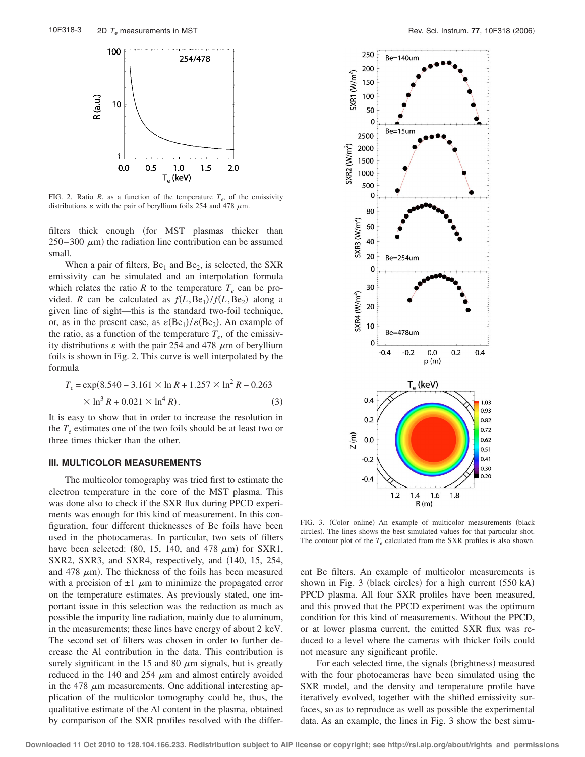FIG. 2. Ratio $R$, as a function of the temperature $T_e$, of the emissivity distributions $\varepsilon$ with the pair of beryllium foils 254 and 478 $\mu$m.

filters thick enough (for MST plasmas thicker than 250–300 $\mu$m) the radiation line contribution can be assumed small.

When a pair of filters, $Be_1$ and $Be_2$, is selected, the SXR emissivity can be simulated and an interpolation formula which relates the ratio $R$ to the temperature $T_e$ can be provided. $R$ can be calculated as $f(L,Be_1)/f(L,Be_2)$ along a given line of sight—this is the standard two-foil technique, or, as in the present case, as $\varepsilon(Be_1)/\varepsilon(Be_2)$. An example of the ratio, as a function of the temperature $T_e$, of the emissivity distributions $\varepsilon$ with the pair 254 and 478 $\mu$m of beryllium foils is shown in Fig. 2. This curve is well interpolated by the formula

$$T_e = \exp(8.540 - 3.161 \times \ln R + 1.257 \times \ln^2 R - 0.263 \times \ln^3 R + 0.021 \times \ln^4 R). \tag{3}$$

It is easy to show that in order to increase the resolution in the $T_e$ estimates one of the two foils should be at least two or three times thicker than the other.

### III. MULTICOLOR MEASUREMENTS

The multicolor tomography was tried first to estimate the electron temperature in the core of the MST plasma. This was done also to check if the SXR flux during PPCD experiments was enough for this kind of measurement. In this configuration, four different thicknesses of Be foils have been used in the photocameras. In particular, two sets of filters have been selected: (80, 15, 140, and 478 $\mu$m) for SXR1, SXR2, SXR3, and SXR4, respectively, and (140, 15, 254, and 478 $\mu$m). The thickness of the foils has been measured with a precision of $\pm 1$ $\mu$m to minimize the propagated error on the temperature estimates. As previously stated, one important issue in this selection was the reduction as much as possible the impurity line radiation, mainly due to aluminum, in the measurements; these lines have energy of about 2 keV. The second set of filters was chosen in order to further decrease the Al contribution in the data. This contribution is surely significant in the 15 and 80 $\mu$m signals, but is greatly reduced in the 140 and 254 $\mu$m and almost entirely avoided in the 478 $\mu$m measurements. One additional interesting application of the multicolor tomography could be, thus, the qualitative estimate of the Al content in the plasma, obtained by comparison of the SXR profiles resolved with the different Be filters. An example of multicolor measurements is shown in Fig. 3 (black circles) for a high current (550 kA) PPCD plasma. All four SXR profiles have been measured, and this proved that the PPCD experiment was the optimum condition for this kind of measurements. Without the PPCD, or at lower plasma current, the emitted SXR flux was reduced to a level where the cameras with thicker foils could not measure any significant profile.

FIG. 3. (Color online) An example of multicolor measurements (black circles). The lines shows the best simulated values for that particular shot. The contour plot of the $T_e$ calculated from the SXR profiles is also shown.

For each selected time, the signals (brightness) measured with the four photocameras have been simulated using the SXR model, and the density and temperature profile have iteratively evolved, together with the shifted emissivity surfaces, so as to reproduce as well as possible the experimental data. As an example, the lines in Fig. 3 show the best simu-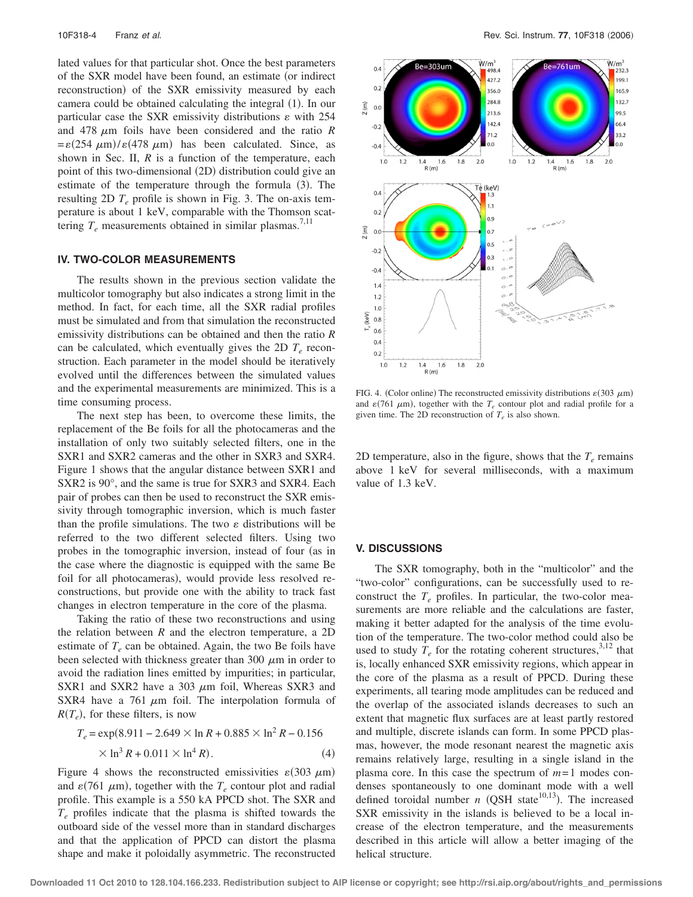lated values for that particular shot. Once the best parameters of the SXR model have been found, an estimate (or indirect reconstruction) of the SXR emissivity measured by each camera could be obtained calculating the integral (1). In our particular case the SXR emissivity distributions $\varepsilon$ with 254 and 478 $\mu$m foils have been considered and the ratio $R = \varepsilon(254\ \mu\text{m})/\varepsilon(478\ \mu\text{m})$ has been calculated. Since, as shown in Sec. II, $R$ is a function of the temperature, each point of this two-dimensional (2D) distribution could give an estimate of the temperature through the formula (3). The resulting 2D $T_e$ profile is shown in Fig. 3. The on-axis temperature is about 1 keV, comparable with the Thomson scattering $T_e$ measurements obtained in similar plasmas.[7,11]

## IV. TWO-COLOR MEASUREMENTS

The results shown in the previous section validate the multicolor tomography but also indicates a strong limit in the method. In fact, for each time, all the SXR radial profiles must be simulated and from that simulation the reconstructed emissivity distributions can be obtained and then the ratio $R$ can be calculated, which eventually gives the 2D $T_e$ reconstruction. Each parameter in the model should be iteratively evolved until the differences between the simulated values and the experimental measurements are minimized. This is a time consuming process.

The next step has been, to overcome these limits, the replacement of the Be foils for all the photocameras and the installation of only two suitably selected filters, one in the SXR1 and SXR2 cameras and the other in SXR3 and SXR4. Figure 1 shows that the angular distance between SXR1 and SXR2 is 90°, and the same is true for SXR3 and SXR4. Each pair of probes can then be used to reconstruct the SXR emissivity through tomographic inversion, which is much faster than the profile simulations. The two $\varepsilon$ distributions will be referred to the two different selected filters. Using two probes in the tomographic inversion, instead of four (as in the case where the diagnostic is equipped with the same Be foil for all photocameras), would provide less resolved reconstructions, but provide one with the ability to track fast changes in electron temperature in the core of the plasma.

Taking the ratio of these two reconstructions and using the relation between $R$ and the electron temperature, a 2D estimate of $T_e$ can be obtained. Again, the two Be foils have been selected with thickness greater than 300 $\mu$m in order to avoid the radiation lines emitted by impurities; in particular, SXR1 and SXR2 have a 303 $\mu$m foil, Whereas SXR3 and SXR4 have a 761 $\mu$m foil. The interpolation formula of $R(T_e)$, for these filters, is now

$$T_e = \exp(8.911 - 2.649 \times \ln R + 0.885 \times \ln^2 R - 0.156 \times \ln^3 R + 0.011 \times \ln^4 R). \qquad (4)$$

Figure 4 shows the reconstructed emissivities $\varepsilon(303\ \mu\text{m})$ and $\varepsilon(761\ \mu\text{m})$, together with the $T_e$ contour plot and radial profile. This example is a 550 kA PPCD shot. The SXR and $T_e$ profiles indicate that the plasma is shifted towards the outboard side of the vessel more than in standard discharges and that the application of PPCD can distort the plasma shape and make it poloidally asymmetric. The reconstructed 2D temperature, also in the figure, shows that the $T_e$ remains above 1 keV for several milliseconds, with a maximum value of 1.3 keV.

FIG. 4. (Color online) The reconstructed emissivity distributions $\varepsilon(303\ \mu\text{m})$ and $\varepsilon(761\ \mu\text{m})$, together with the $T_e$ contour plot and radial profile for a given time. The 2D reconstruction of $T_e$ is also shown.

## V. DISCUSSIONS

The SXR tomography, both in the "multicolor" and the "two-color" configurations, can be successfully used to reconstruct the $T_e$ profiles. In particular, the two-color measurements are more reliable and the calculations are faster, making it better adapted for the analysis of the time evolution of the temperature. The two-color method could also be used to study $T_e$ for the rotating coherent structures,[3,12] that is, locally enhanced SXR emissivity regions, which appear in the core of the plasma as a result of PPCD. During these experiments, all tearing mode amplitudes can be reduced and the overlap of the associated islands decreases to such an extent that magnetic flux surfaces are at least partly restored and multiple, discrete islands can form. In some PPCD plasmas, however, the mode resonant nearest the magnetic axis remains relatively large, resulting in a single island in the plasma core. In this case the spectrum of $m=1$ modes condenses spontaneously to one dominant mode with a well defined toroidal number $n$ (QSH state[10,13]). The increased SXR emissivity in the islands is believed to be a local increase of the electron temperature, and the measurements described in this article will allow a better imaging of the helical structure.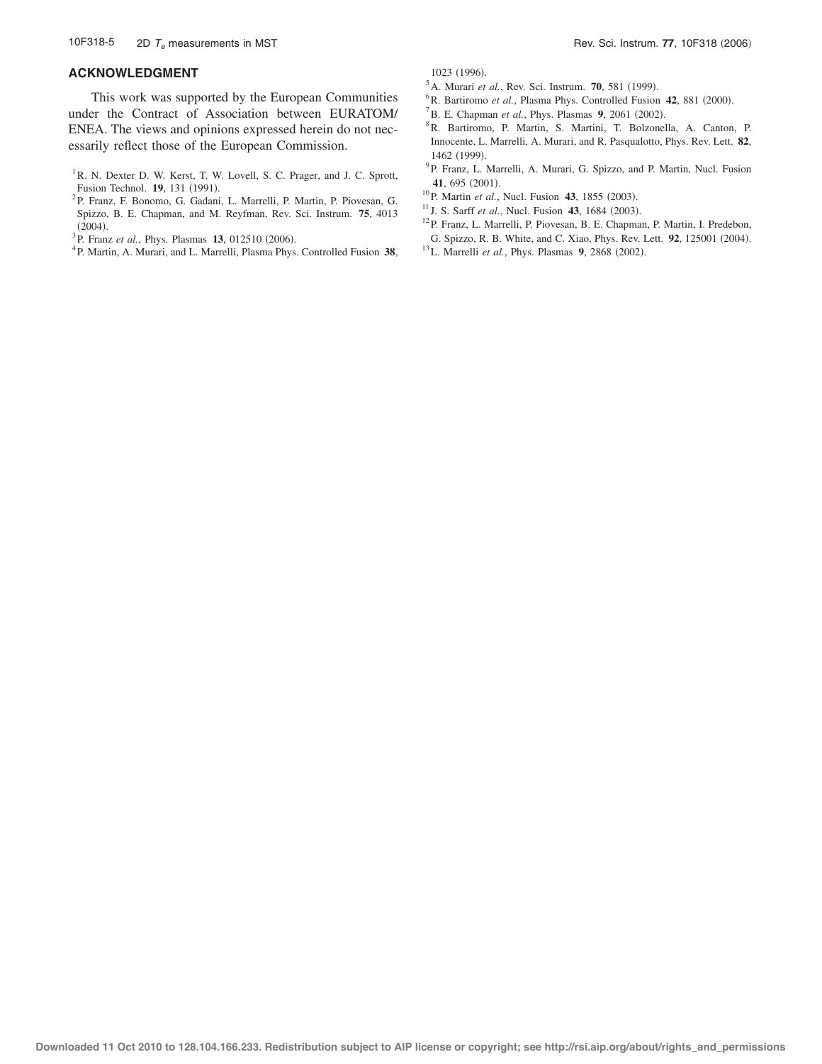## ACKNOWLEDGMENT

This work was supported by the European Communities under the Contract of Association between EURATOM/ENEA. The views and opinions expressed herein do not necessarily reflect those of the European Commission.

[1] R. N. Dexter D. W. Kerst, T. W. Lovell, S. C. Prager, and J. C. Sprott, Fusion Technol. **19**, 131 (1991).

[2] P. Franz, F. Bonomo, G. Gadani, L. Marrelli, P. Martin, P. Piovesan, G. Spizzo, B. E. Chapman, and M. Reyfman, Rev. Sci. Instrum. **75**, 4013 (2004).

[3] P. Franz *et al.*, Phys. Plasmas **13**, 012510 (2006).

[4] P. Martin, A. Murari, and L. Marrelli, Plasma Phys. Controlled Fusion **38**, 1023 (1996).

[5] A. Murari *et al.*, Rev. Sci. Instrum. **70**, 581 (1999).

[6] R. Bartiromo *et al.*, Plasma Phys. Controlled Fusion **42**, 881 (2000).

[7] B. E. Chapman *et al.*, Phys. Plasmas **9**, 2061 (2002).

[8] R. Bartiromo, P. Martin, S. Martini, T. Bolzonella, A. Canton, P. Innocente, L. Marrelli, A. Murari, and R. Pasqualotto, Phys. Rev. Lett. **82**, 1462 (1999).

[9] P. Franz, L. Marrelli, A. Murari, G. Spizzo, and P. Martin, Nucl. Fusion **41**, 695 (2001).

[10] P. Martin *et al.*, Nucl. Fusion **43**, 1855 (2003).

[11] J. S. Sarff *et al.*, Nucl. Fusion **43**, 1684 (2003).

[12] P. Franz, L. Marrelli, P. Piovesan, B. E. Chapman, P. Martin, I. Predebon, G. Spizzo, R. B. White, and C. Xiao, Phys. Rev. Lett. **92**, 125001 (2004).

[13] L. Marrelli *et al.*, Phys. Plasmas **9**, 2868 (2002).